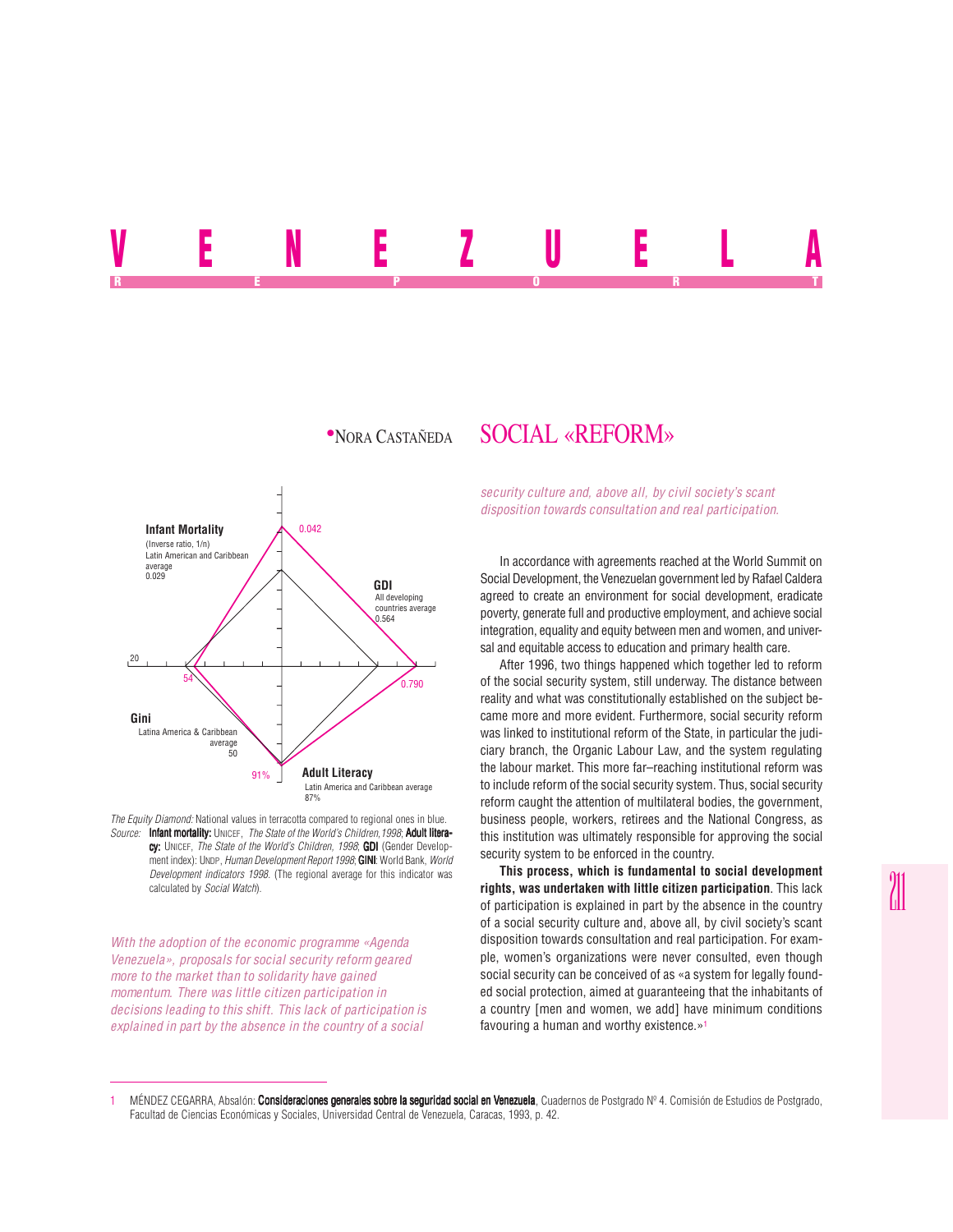# VENEZUELA

REPORT

•NORA CASTAÑEDA

## SOCIAL «REFORM»

*The Equity Diamond:* National values in terracotta compared to regional ones in blue.

*Source:* **Infant mortality:** UNICEF, *The State of the World's Children,1998*; **Adult literacy:** UNICEF, *The State of the World's Children, 1998*; **GDI** (Gender Development index): UNDP, *Human Development Report 1998*; **GINI**: World Bank, *World Development indicators 1998*. (The regional average for this indicator was calculated by *Social Watch*).

*With the adoption of the economic programme «Agenda Venezuela», proposals for social security reform geared more to the market than to solidarity have gained momentum. There was little citizen participation in decisions leading to this shift. This lack of participation is explained in part by the absence in the country of a social security culture and, above all, by civil society's scant disposition towards consultation and real participation.*

In accordance with agreements reached at the World Summit on Social Development, the Venezuelan government led by Rafael Caldera agreed to create an environment for social development, eradicate poverty, generate full and productive employment, and achieve social integration, equality and equity between men and women, and universal and equitable access to education and primary health care.

After 1996, two things happened which together led to reform of the social security system, still underway. The distance between reality and what was constitutionally established on the subject became more and more evident. Furthermore, social security reform was linked to institutional reform of the State, in particular the judiciary branch, the Organic Labour Law, and the system regulating the labour market. This more far–reaching institutional reform was to include reform of the social security system. Thus, social security reform caught the attention of multilateral bodies, the government, business people, workers, retirees and the National Congress, as this institution was ultimately responsible for approving the social security system to be enforced in the country.

**This process, which is fundamental to social development rights, was undertaken with little citizen participation**. This lack of participation is explained in part by the absence in the country of a social security culture and, above all, by civil society's scant disposition towards consultation and real participation. For example, women's organizations were never consulted, even though social security can be conceived of as «a system for legally founded social protection, aimed at guaranteeing that the inhabitants of a country [men and women, we add] have minimum conditions favouring a human and worthy existence.»[1]

---

1 MÉNDEZ CEGARRA, Absalón: **Consideraciones generales sobre la seguridad social en Venezuela**, Cuadernos de Postgrado Nº 4. Comisión de Estudios de Postgrado, Facultad de Ciencias Económicas y Sociales, Universidad Central de Venezuela, Caracas, 1993, p. 42.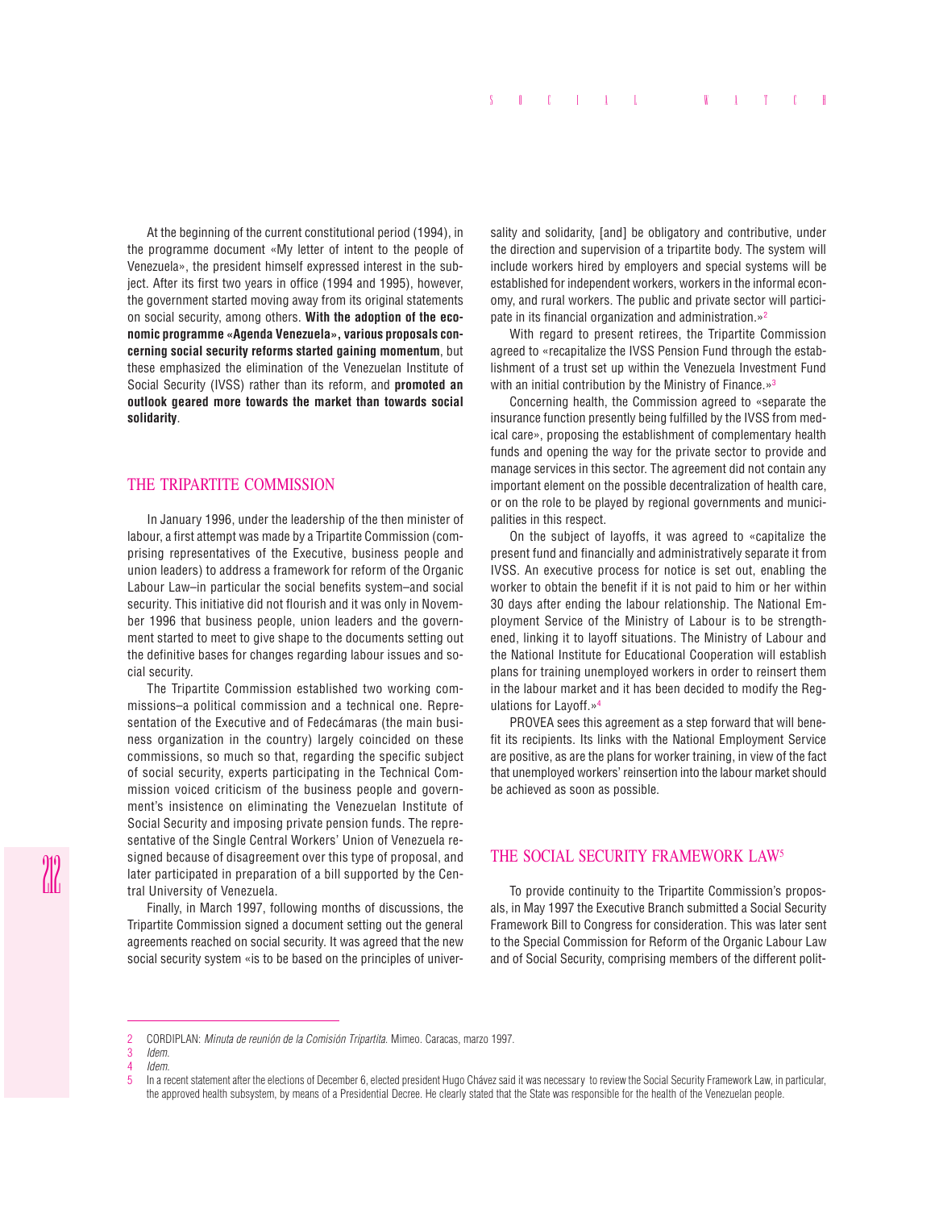At the beginning of the current constitutional period (1994), in the programme document «My letter of intent to the people of Venezuela», the president himself expressed interest in the subject. After its first two years in office (1994 and 1995), however, the government started moving away from its original statements on social security, among others. **With the adoption of the economic programme «Agenda Venezuela», various proposals concerning social security reforms started gaining momentum**, but these emphasized the elimination of the Venezuelan Institute of Social Security (IVSS) rather than its reform, and **promoted an outlook geared more towards the market than towards social solidarity**.

## THE TRIPARTITE COMMISSION

In January 1996, under the leadership of the then minister of labour, a first attempt was made by a Tripartite Commission (comprising representatives of the Executive, business people and union leaders) to address a framework for reform of the Organic Labour Law–in particular the social benefits system–and social security. This initiative did not flourish and it was only in November 1996 that business people, union leaders and the government started to meet to give shape to the documents setting out the definitive bases for changes regarding labour issues and social security.

The Tripartite Commission established two working commissions–a political commission and a technical one. Representation of the Executive and of Fedecámaras (the main business organization in the country) largely coincided on these commissions, so much so that, regarding the specific subject of social security, experts participating in the Technical Commission voiced criticism of the business people and government's insistence on eliminating the Venezuelan Institute of Social Security and imposing private pension funds. The representative of the Single Central Workers' Union of Venezuela resigned because of disagreement over this type of proposal, and later participated in preparation of a bill supported by the Central University of Venezuela.

Finally, in March 1997, following months of discussions, the Tripartite Commission signed a document setting out the general agreements reached on social security. It was agreed that the new social security system «is to be based on the principles of universality and solidarity, [and] be obligatory and contributive, under the direction and supervision of a tripartite body. The system will include workers hired by employers and special systems will be established for independent workers, workers in the informal economy, and rural workers. The public and private sector will participate in its financial organization and administration.»[2]

With regard to present retirees, the Tripartite Commission agreed to «recapitalize the IVSS Pension Fund through the establishment of a trust set up within the Venezuela Investment Fund with an initial contribution by the Ministry of Finance.»[3]

Concerning health, the Commission agreed to «separate the insurance function presently being fulfilled by the IVSS from medical care», proposing the establishment of complementary health funds and opening the way for the private sector to provide and manage services in this sector. The agreement did not contain any important element on the possible decentralization of health care, or on the role to be played by regional governments and municipalities in this respect.

On the subject of layoffs, it was agreed to «capitalize the present fund and financially and administratively separate it from IVSS. An executive process for notice is set out, enabling the worker to obtain the benefit if it is not paid to him or her within 30 days after ending the labour relationship. The National Employment Service of the Ministry of Labour is to be strengthened, linking it to layoff situations. The Ministry of Labour and the National Institute for Educational Cooperation will establish plans for training unemployed workers in order to reinsert them in the labour market and it has been decided to modify the Regulations for Layoff.»[4]

PROVEA sees this agreement as a step forward that will benefit its recipients. Its links with the National Employment Service are positive, as are the plans for worker training, in view of the fact that unemployed workers' reinsertion into the labour market should be achieved as soon as possible.

## THE SOCIAL SECURITY FRAMEWORK LAW[5]

To provide continuity to the Tripartite Commission's proposals, in May 1997 the Executive Branch submitted a Social Security Framework Bill to Congress for consideration. This was later sent to the Special Commission for Reform of the Organic Labour Law and of Social Security, comprising members of the different polit-

---

2 CORDIPLAN: *Minuta de reunión de la Comisión Tripartita.* Mimeo. Caracas, marzo 1997.

3 *Idem.*

4 *Idem.*

5 In a recent statement after the elections of December 6, elected president Hugo Chávez said it was necessary to review the Social Security Framework Law, in particular, the approved health subsystem, by means of a Presidential Decree. He clearly stated that the State was responsible for the health of the Venezuelan people.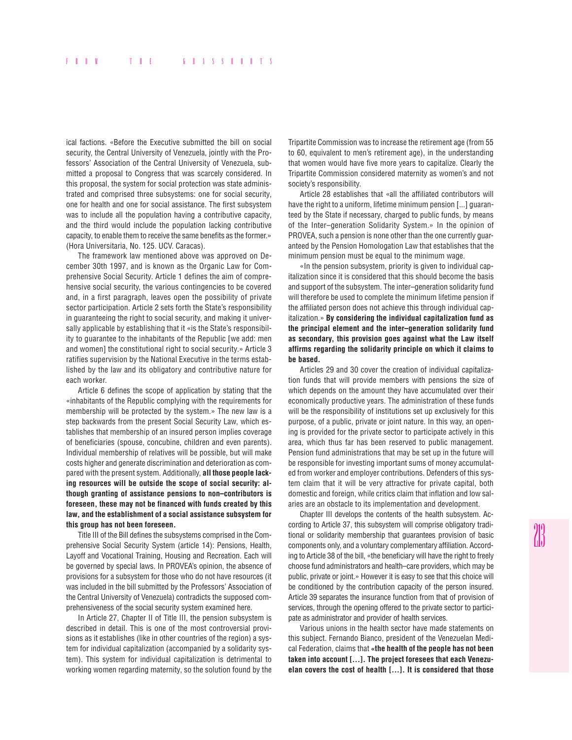ical factions. «Before the Executive submitted the bill on social security, the Central University of Venezuela, jointly with the Professors' Association of the Central University of Venezuela, submitted a proposal to Congress that was scarcely considered. In this proposal, the system for social protection was state administrated and comprised three subsystems: one for social security, one for health and one for social assistance. The first subsystem was to include all the population having a contributive capacity, and the third would include the population lacking contributive capacity, to enable them to receive the same benefits as the former.» (Hora Universitaria, No. 125. UCV. Caracas).

The framework law mentioned above was approved on December 30th 1997, and is known as the Organic Law for Comprehensive Social Security. Article 1 defines the aim of comprehensive social security, the various contingencies to be covered and, in a first paragraph, leaves open the possibility of private sector participation. Article 2 sets forth the State's responsibility in guaranteeing the right to social security, and making it universally applicable by establishing that it «is the State's responsibility to guarantee to the inhabitants of the Republic [we add: men and women] the constitutional right to social security.» Article 3 ratifies supervision by the National Executive in the terms established by the law and its obligatory and contributive nature for each worker.

Article 6 defines the scope of application by stating that the «inhabitants of the Republic complying with the requirements for membership will be protected by the system.» The new law is a step backwards from the present Social Security Law, which establishes that membership of an insured person implies coverage of beneficiaries (spouse, concubine, children and even parents). Individual membership of relatives will be possible, but will make costs higher and generate discrimination and deterioration as compared with the present system. Additionally, **all those people lacking resources will be outside the scope of social security: although granting of assistance pensions to non–contributors is foreseen, these may not be financed with funds created by this law, and the establishment of a social assistance subsystem for this group has not been foreseen.**

Title III of the Bill defines the subsystems comprised in the Comprehensive Social Security System (article 14): Pensions, Health, Layoff and Vocational Training, Housing and Recreation. Each will be governed by special laws. In PROVEA's opinion, the absence of provisions for a subsystem for those who do not have resources (it was included in the bill submitted by the Professors' Association of the Central University of Venezuela) contradicts the supposed comprehensiveness of the social security system examined here.

In Article 27, Chapter II of Title III, the pension subsystem is described in detail. This is one of the most controversial provisions as it establishes (like in other countries of the region) a system for individual capitalization (accompanied by a solidarity system). This system for individual capitalization is detrimental to working women regarding maternity, so the solution found by the Tripartite Commission was to increase the retirement age (from 55 to 60, equivalent to men's retirement age), in the understanding that women would have five more years to capitalize. Clearly the Tripartite Commission considered maternity as women's and not society's responsibility.

Article 28 establishes that «all the affiliated contributors will have the right to a uniform, lifetime minimum pension [...] guaranteed by the State if necessary, charged to public funds, by means of the Inter–generation Solidarity System.» In the opinion of PROVEA, such a pension is none other than the one currently guaranteed by the Pension Homologation Law that establishes that the minimum pension must be equal to the minimum wage.

«In the pension subsystem, priority is given to individual capitalization since it is considered that this should become the basis and support of the subsystem. The inter–generation solidarity fund will therefore be used to complete the minimum lifetime pension if the affiliated person does not achieve this through individual capitalization.» **By considering the individual capitalization fund as the principal element and the inter–generation solidarity fund as secondary, this provision goes against what the Law itself affirms regarding the solidarity principle on which it claims to be based.**

Articles 29 and 30 cover the creation of individual capitalization funds that will provide members with pensions the size of which depends on the amount they have accumulated over their economically productive years. The administration of these funds will be the responsibility of institutions set up exclusively for this purpose, of a public, private or joint nature. In this way, an opening is provided for the private sector to participate actively in this area, which thus far has been reserved to public management. Pension fund administrations that may be set up in the future will be responsible for investing important sums of money accumulated from worker and employer contributions. Defenders of this system claim that it will be very attractive for private capital, both domestic and foreign, while critics claim that inflation and low salaries are an obstacle to its implementation and development.

Chapter III develops the contents of the health subsystem. According to Article 37, this subsystem will comprise obligatory traditional or solidarity membership that guarantees provision of basic components only, and a voluntary complementary affiliation. According to Article 38 of the bill, «the beneficiary will have the right to freely choose fund administrators and health–care providers, which may be public, private or joint.» However it is easy to see that this choice will be conditioned by the contribution capacity of the person insured. Article 39 separates the insurance function from that of provision of services, through the opening offered to the private sector to participate as administrator and provider of health services.

Various unions in the health sector have made statements on this subject. Fernando Bianco, president of the Venezuelan Medical Federation, claims that «**the health of the people has not been taken into account [...]. The project foresees that each Venezuelan covers the cost of health [...]. It is considered that those**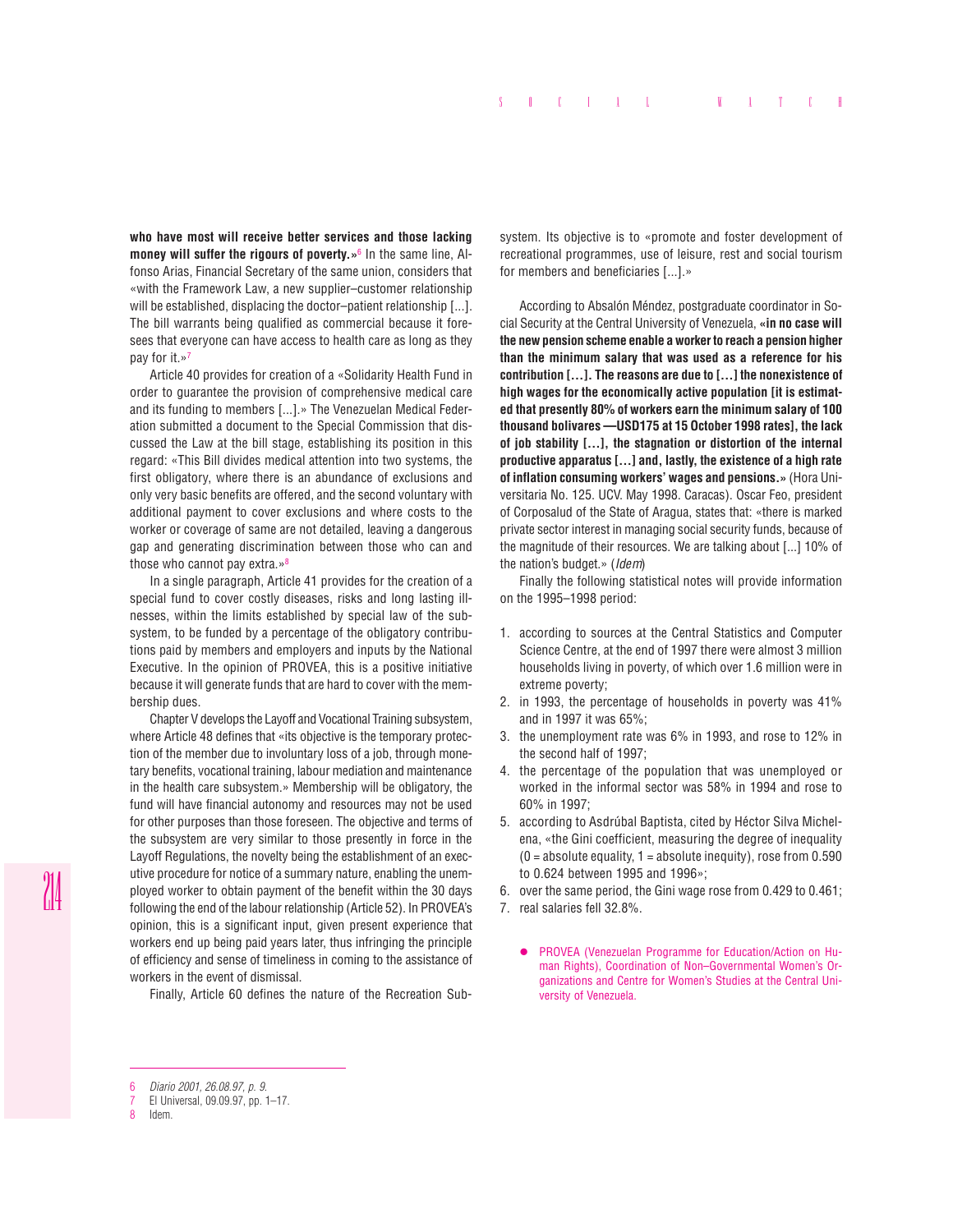**who have most will receive better services and those lacking money will suffer the rigours of poverty.»**[6] In the same line, Alfonso Arias, Financial Secretary of the same union, considers that «with the Framework Law, a new supplier–customer relationship will be established, displacing the doctor–patient relationship [...]. The bill warrants being qualified as commercial because it foresees that everyone can have access to health care as long as they pay for it.»[7]

Article 40 provides for creation of a «Solidarity Health Fund in order to guarantee the provision of comprehensive medical care and its funding to members [...].» The Venezuelan Medical Federation submitted a document to the Special Commission that discussed the Law at the bill stage, establishing its position in this regard: «This Bill divides medical attention into two systems, the first obligatory, where there is an abundance of exclusions and only very basic benefits are offered, and the second voluntary with additional payment to cover exclusions and where costs to the worker or coverage of same are not detailed, leaving a dangerous gap and generating discrimination between those who can and those who cannot pay extra.»[8]

In a single paragraph, Article 41 provides for the creation of a special fund to cover costly diseases, risks and long lasting illnesses, within the limits established by special law of the subsystem, to be funded by a percentage of the obligatory contributions paid by members and employers and inputs by the National Executive. In the opinion of PROVEA, this is a positive initiative because it will generate funds that are hard to cover with the membership dues.

Chapter V develops the Layoff and Vocational Training subsystem, where Article 48 defines that «its objective is the temporary protection of the member due to involuntary loss of a job, through monetary benefits, vocational training, labour mediation and maintenance in the health care subsystem.» Membership will be obligatory, the fund will have financial autonomy and resources may not be used for other purposes than those foreseen. The objective and terms of the subsystem are very similar to those presently in force in the Layoff Regulations, the novelty being the establishment of an executive procedure for notice of a summary nature, enabling the unemployed worker to obtain payment of the benefit within the 30 days following the end of the labour relationship (Article 52). In PROVEA's opinion, this is a significant input, given present experience that workers end up being paid years later, thus infringing the principle of efficiency and sense of timeliness in coming to the assistance of workers in the event of dismissal.

Finally, Article 60 defines the nature of the Recreation Subsystem. Its objective is to «promote and foster development of recreational programmes, use of leisure, rest and social tourism for members and beneficiaries [...].»

According to Absalón Méndez, postgraduate coordinator in Social Security at the Central University of Venezuela, **«in no case will the new pension scheme enable a worker to reach a pension higher than the minimum salary that was used as a reference for his contribution [...]. The reasons are due to [...] the nonexistence of high wages for the economically active population [it is estimated that presently 80% of workers earn the minimum salary of 100 thousand bolivares —USD175 at 15 October 1998 rates], the lack of job stability [...], the stagnation or distortion of the internal productive apparatus [...] and, lastly, the existence of a high rate of inflation consuming workers' wages and pensions.»** (Hora Universitaria No. 125. UCV. May 1998. Caracas). Oscar Feo, president of Corposalud of the State of Aragua, states that: «there is marked private sector interest in managing social security funds, because of the magnitude of their resources. We are talking about [...] 10% of the nation's budget.» (*Idem*)

Finally the following statistical notes will provide information on the 1995–1998 period:

1. according to sources at the Central Statistics and Computer Science Centre, at the end of 1997 there were almost 3 million households living in poverty, of which over 1.6 million were in extreme poverty;
2. in 1993, the percentage of households in poverty was 41% and in 1997 it was 65%;
3. the unemployment rate was 6% in 1993, and rose to 12% in the second half of 1997;
4. the percentage of the population that was unemployed or worked in the informal sector was 58% in 1994 and rose to 60% in 1997;
5. according to Asdrúbal Baptista, cited by Héctor Silva Michelena, «the Gini coefficient, measuring the degree of inequality (0 = absolute equality, 1 = absolute inequity), rose from 0.590 to 0.624 between 1995 and 1996»;
6. over the same period, the Gini wage rose from 0.429 to 0.461;
7. real salaries fell 32.8%.

- PROVEA (Venezuelan Programme for Education/Action on Human Rights), Coordination of Non–Governmental Women's Organizations and Centre for Women's Studies at the Central University of Venezuela.

---

6 *Diario 2001, 26.08.97, p. 9.*
7 El Universal, 09.09.97, pp. 1–17.
8 Idem.